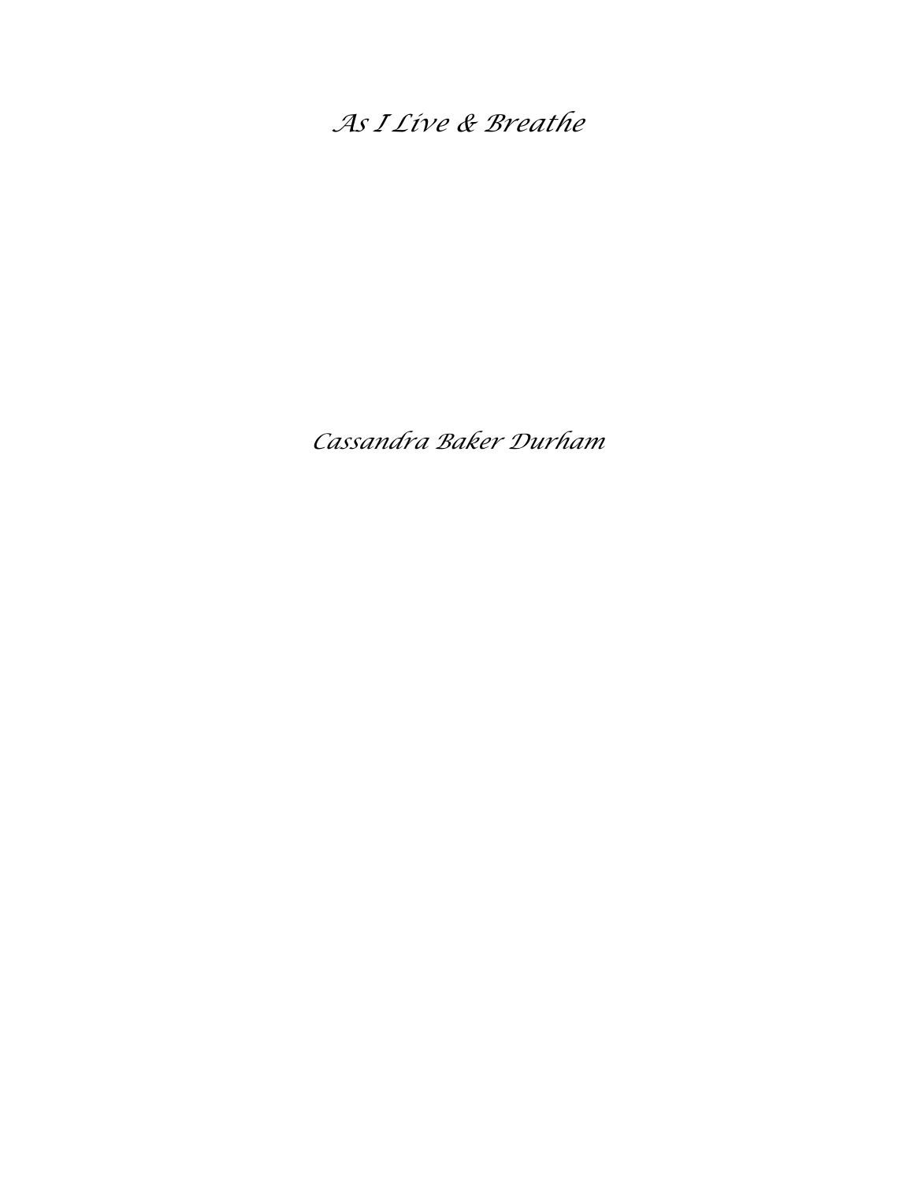# *As I Live & Breathe*

*Cassandra Baker Durham*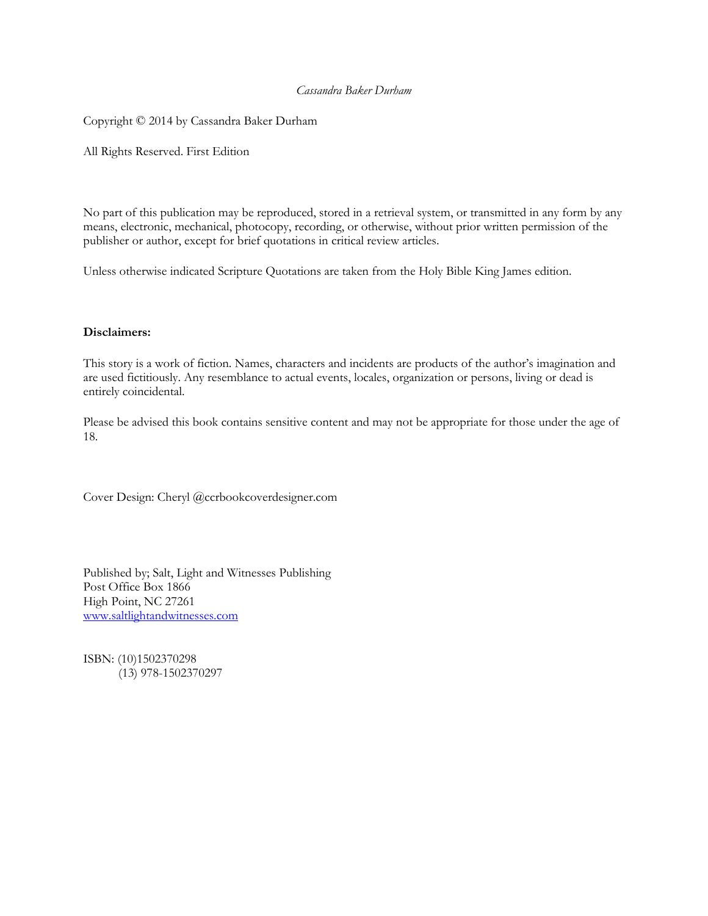*Cassandra Baker Durham*

Copyright © 2014 by Cassandra Baker Durham

All Rights Reserved. First Edition

No part of this publication may be reproduced, stored in a retrieval system, or transmitted in any form by any means, electronic, mechanical, photocopy, recording, or otherwise, without prior written permission of the publisher or author, except for brief quotations in critical review articles.

Unless otherwise indicated Scripture Quotations are taken from the Holy Bible King James edition.

**Disclaimers:**

This story is a work of fiction. Names, characters and incidents are products of the author's imagination and are used fictitiously. Any resemblance to actual events, locales, organization or persons, living or dead is entirely coincidental.

Please be advised this book contains sensitive content and may not be appropriate for those under the age of 18.

Cover Design: Cheryl @ccrbookcoverdesigner.com

Published by; Salt, Light and Witnesses Publishing  
Post Office Box 1866  
High Point, NC 27261  
www.saltlightandwitnesses.com

ISBN: (10)1502370298  
(13) 978-1502370297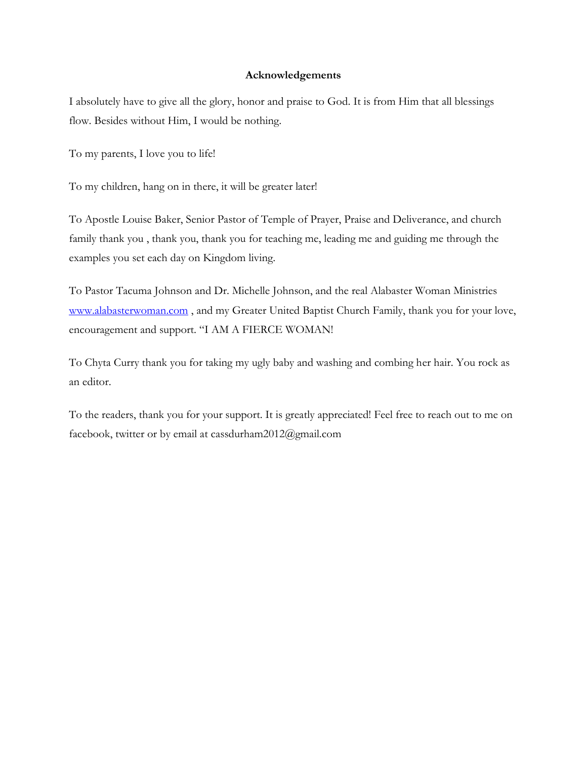## Acknowledgements

I absolutely have to give all the glory, honor and praise to God. It is from Him that all blessings flow. Besides without Him, I would be nothing.

To my parents, I love you to life!

To my children, hang on in there, it will be greater later!

To Apostle Louise Baker, Senior Pastor of Temple of Prayer, Praise and Deliverance, and church family thank you , thank you, thank you for teaching me, leading me and guiding me through the examples you set each day on Kingdom living.

To Pastor Tacuma Johnson and Dr. Michelle Johnson, and the real Alabaster Woman Ministries www.alabasterwoman.com , and my Greater United Baptist Church Family, thank you for your love, encouragement and support. "I AM A FIERCE WOMAN!

To Chyta Curry thank you for taking my ugly baby and washing and combing her hair. You rock as an editor.

To the readers, thank you for your support. It is greatly appreciated! Feel free to reach out to me on facebook, twitter or by email at cassdurham2012@gmail.com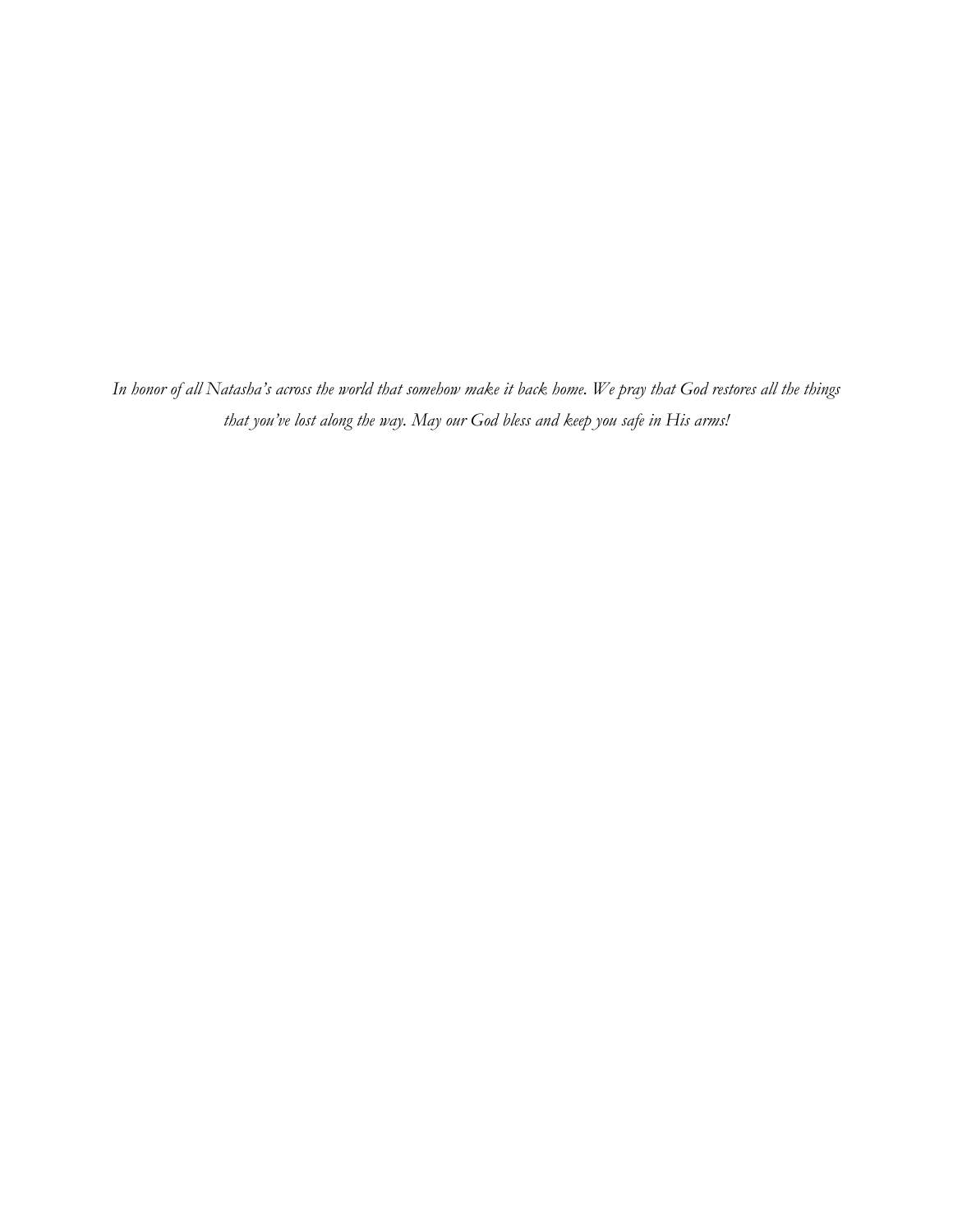*In honor of all Natasha's across the world that somehow make it back home. We pray that God restores all the things that you've lost along the way. May our God bless and keep you safe in His arms!*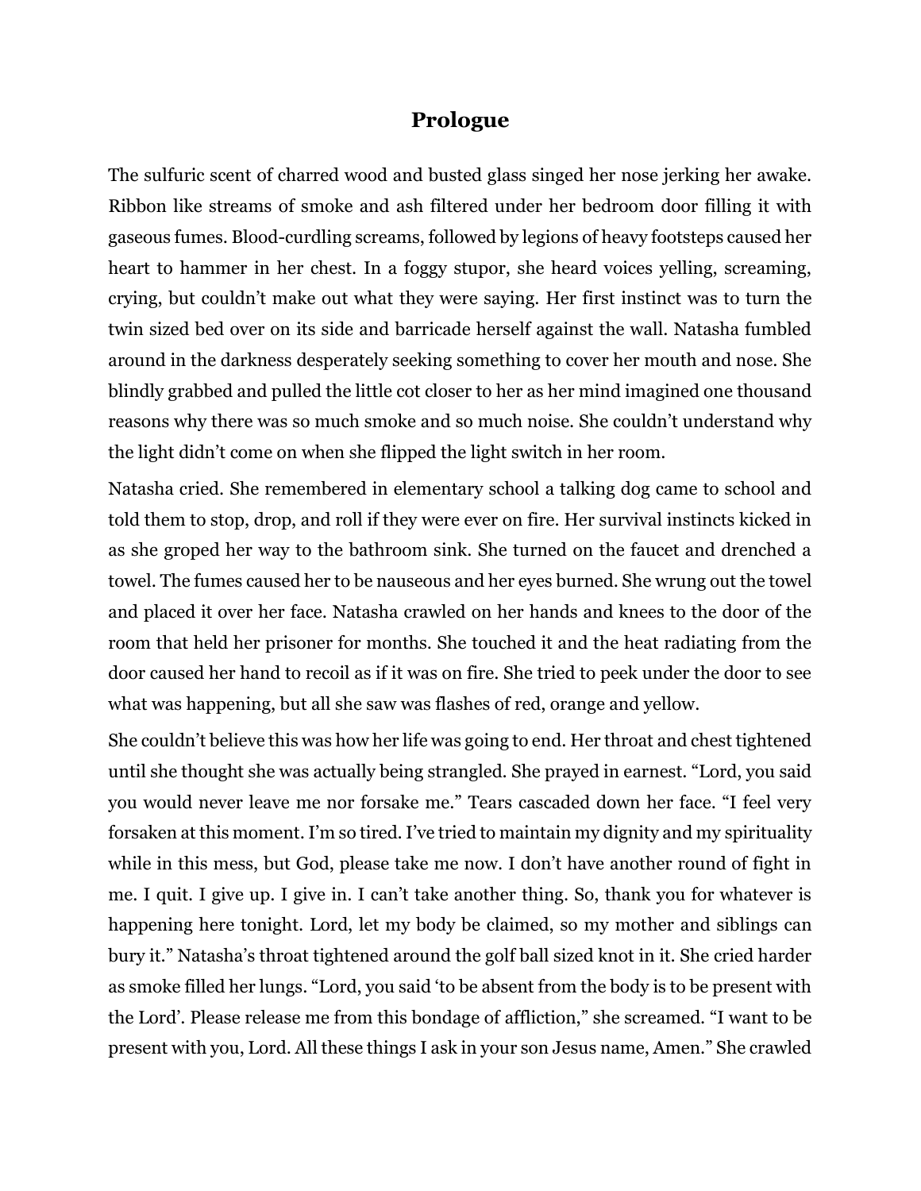## Prologue

The sulfuric scent of charred wood and busted glass singed her nose jerking her awake. Ribbon like streams of smoke and ash filtered under her bedroom door filling it with gaseous fumes. Blood-curdling screams, followed by legions of heavy footsteps caused her heart to hammer in her chest. In a foggy stupor, she heard voices yelling, screaming, crying, but couldn't make out what they were saying. Her first instinct was to turn the twin sized bed over on its side and barricade herself against the wall. Natasha fumbled around in the darkness desperately seeking something to cover her mouth and nose. She blindly grabbed and pulled the little cot closer to her as her mind imagined one thousand reasons why there was so much smoke and so much noise. She couldn't understand why the light didn't come on when she flipped the light switch in her room.

Natasha cried. She remembered in elementary school a talking dog came to school and told them to stop, drop, and roll if they were ever on fire. Her survival instincts kicked in as she groped her way to the bathroom sink. She turned on the faucet and drenched a towel. The fumes caused her to be nauseous and her eyes burned. She wrung out the towel and placed it over her face. Natasha crawled on her hands and knees to the door of the room that held her prisoner for months. She touched it and the heat radiating from the door caused her hand to recoil as if it was on fire. She tried to peek under the door to see what was happening, but all she saw was flashes of red, orange and yellow.

She couldn't believe this was how her life was going to end. Her throat and chest tightened until she thought she was actually being strangled. She prayed in earnest. "Lord, you said you would never leave me nor forsake me." Tears cascaded down her face. "I feel very forsaken at this moment. I'm so tired. I've tried to maintain my dignity and my spirituality while in this mess, but God, please take me now. I don't have another round of fight in me. I quit. I give up. I give in. I can't take another thing. So, thank you for whatever is happening here tonight. Lord, let my body be claimed, so my mother and siblings can bury it." Natasha's throat tightened around the golf ball sized knot in it. She cried harder as smoke filled her lungs. "Lord, you said 'to be absent from the body is to be present with the Lord'. Please release me from this bondage of affliction," she screamed. "I want to be present with you, Lord. All these things I ask in your son Jesus name, Amen." She crawled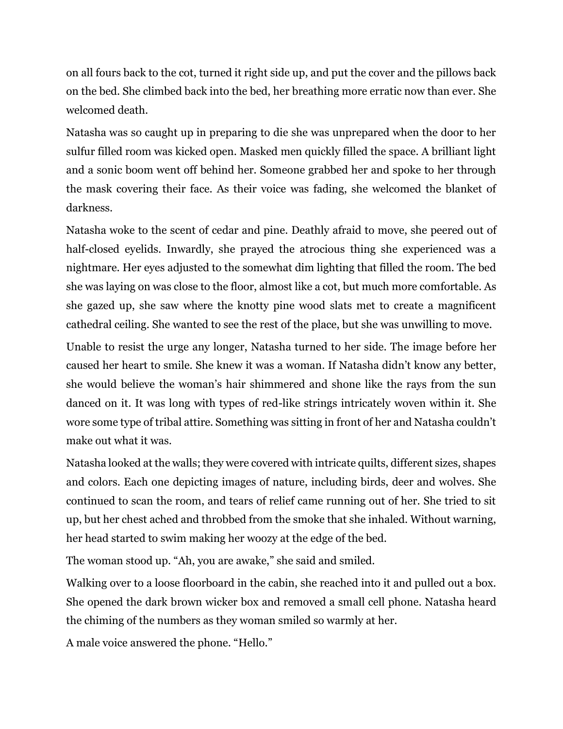on all fours back to the cot, turned it right side up, and put the cover and the pillows back on the bed. She climbed back into the bed, her breathing more erratic now than ever. She welcomed death.

Natasha was so caught up in preparing to die she was unprepared when the door to her sulfur filled room was kicked open. Masked men quickly filled the space. A brilliant light and a sonic boom went off behind her. Someone grabbed her and spoke to her through the mask covering their face. As their voice was fading, she welcomed the blanket of darkness.

Natasha woke to the scent of cedar and pine. Deathly afraid to move, she peered out of half-closed eyelids. Inwardly, she prayed the atrocious thing she experienced was a nightmare. Her eyes adjusted to the somewhat dim lighting that filled the room. The bed she was laying on was close to the floor, almost like a cot, but much more comfortable. As she gazed up, she saw where the knotty pine wood slats met to create a magnificent cathedral ceiling. She wanted to see the rest of the place, but she was unwilling to move.

Unable to resist the urge any longer, Natasha turned to her side. The image before her caused her heart to smile. She knew it was a woman. If Natasha didn't know any better, she would believe the woman's hair shimmered and shone like the rays from the sun danced on it. It was long with types of red-like strings intricately woven within it. She wore some type of tribal attire. Something was sitting in front of her and Natasha couldn't make out what it was.

Natasha looked at the walls; they were covered with intricate quilts, different sizes, shapes and colors. Each one depicting images of nature, including birds, deer and wolves. She continued to scan the room, and tears of relief came running out of her. She tried to sit up, but her chest ached and throbbed from the smoke that she inhaled. Without warning, her head started to swim making her woozy at the edge of the bed.

The woman stood up. "Ah, you are awake," she said and smiled.

Walking over to a loose floorboard in the cabin, she reached into it and pulled out a box. She opened the dark brown wicker box and removed a small cell phone. Natasha heard the chiming of the numbers as they woman smiled so warmly at her.

A male voice answered the phone. "Hello."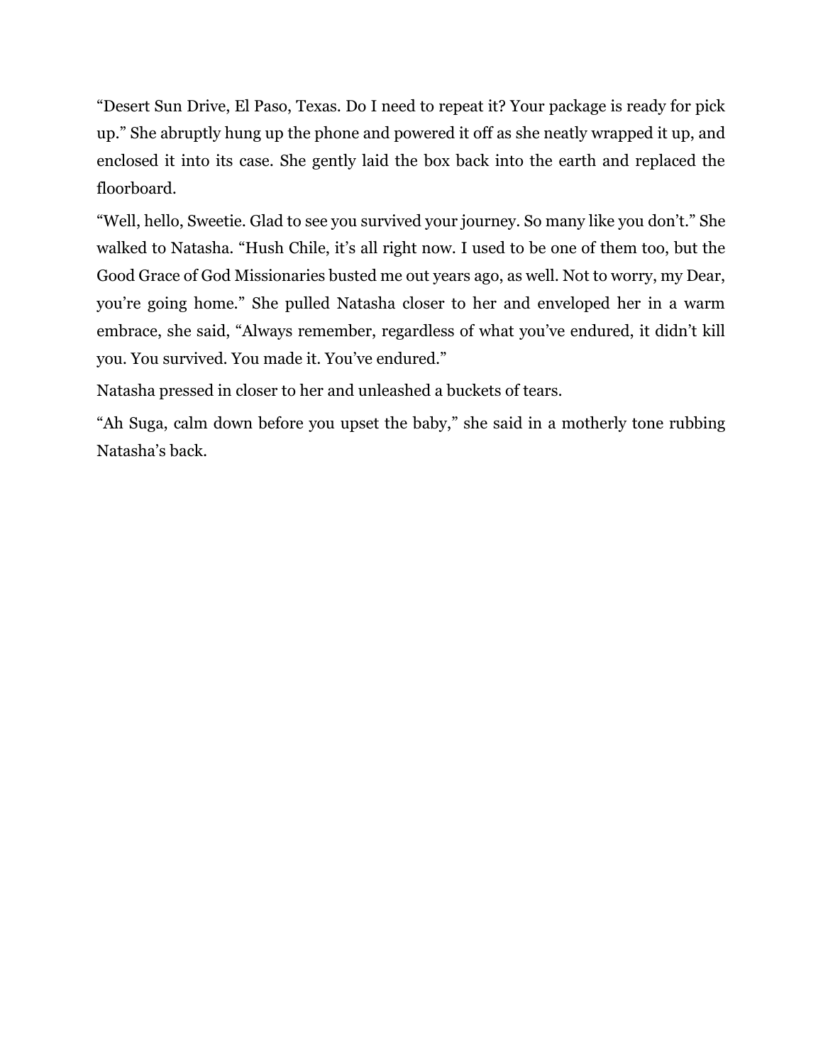"Desert Sun Drive, El Paso, Texas. Do I need to repeat it? Your package is ready for pick up." She abruptly hung up the phone and powered it off as she neatly wrapped it up, and enclosed it into its case. She gently laid the box back into the earth and replaced the floorboard.

"Well, hello, Sweetie. Glad to see you survived your journey. So many like you don't." She walked to Natasha. "Hush Chile, it's all right now. I used to be one of them too, but the Good Grace of God Missionaries busted me out years ago, as well. Not to worry, my Dear, you're going home." She pulled Natasha closer to her and enveloped her in a warm embrace, she said, "Always remember, regardless of what you've endured, it didn't kill you. You survived. You made it. You've endured."

Natasha pressed in closer to her and unleashed a buckets of tears.

"Ah Suga, calm down before you upset the baby," she said in a motherly tone rubbing Natasha's back.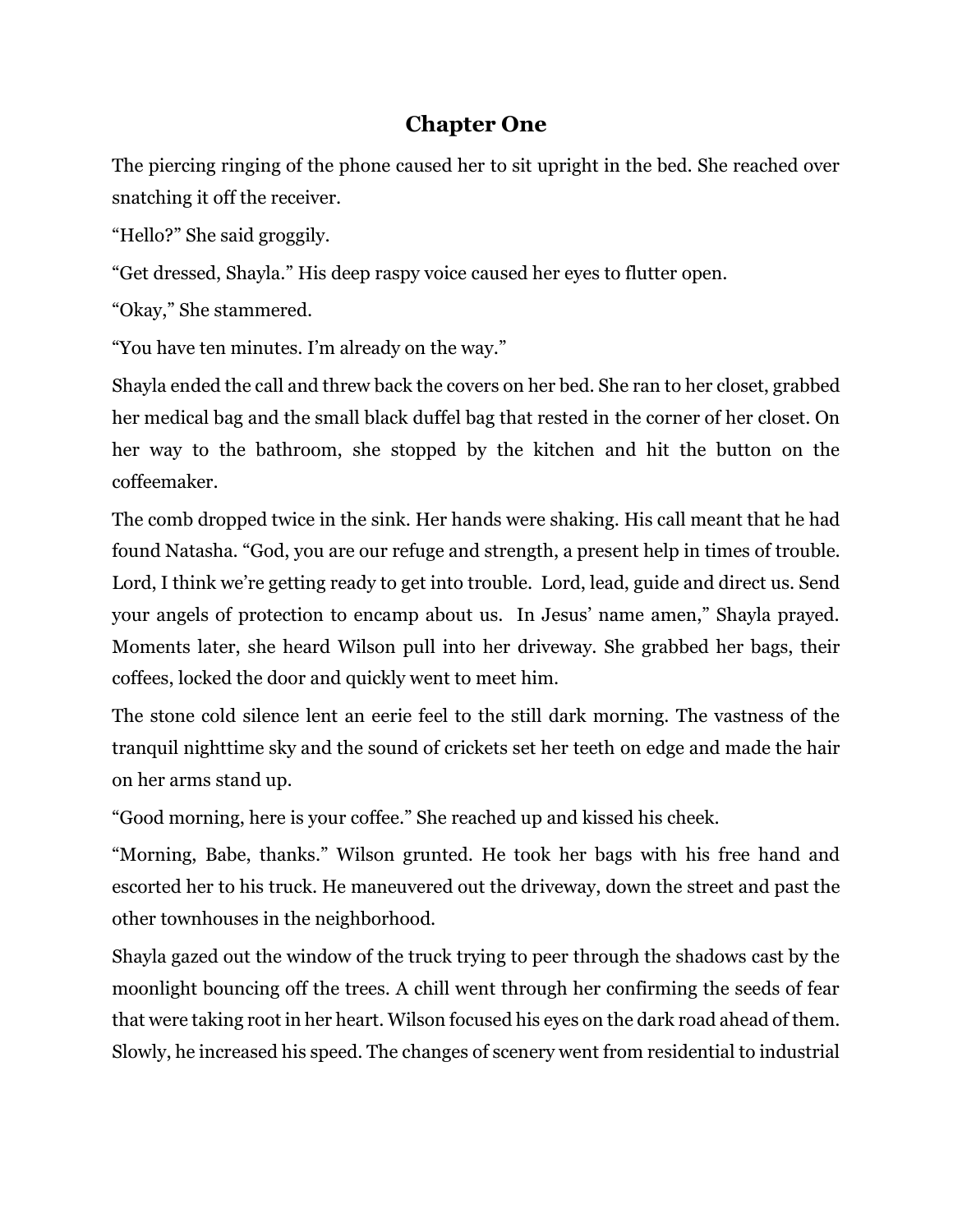# Chapter One

The piercing ringing of the phone caused her to sit upright in the bed. She reached over snatching it off the receiver.

"Hello?" She said groggily.

"Get dressed, Shayla." His deep raspy voice caused her eyes to flutter open.

"Okay," She stammered.

"You have ten minutes. I'm already on the way."

Shayla ended the call and threw back the covers on her bed. She ran to her closet, grabbed her medical bag and the small black duffel bag that rested in the corner of her closet. On her way to the bathroom, she stopped by the kitchen and hit the button on the coffeemaker.

The comb dropped twice in the sink. Her hands were shaking. His call meant that he had found Natasha. "God, you are our refuge and strength, a present help in times of trouble. Lord, I think we're getting ready to get into trouble. Lord, lead, guide and direct us. Send your angels of protection to encamp about us. In Jesus' name amen," Shayla prayed. Moments later, she heard Wilson pull into her driveway. She grabbed her bags, their coffees, locked the door and quickly went to meet him.

The stone cold silence lent an eerie feel to the still dark morning. The vastness of the tranquil nighttime sky and the sound of crickets set her teeth on edge and made the hair on her arms stand up.

"Good morning, here is your coffee." She reached up and kissed his cheek.

"Morning, Babe, thanks." Wilson grunted. He took her bags with his free hand and escorted her to his truck. He maneuvered out the driveway, down the street and past the other townhouses in the neighborhood.

Shayla gazed out the window of the truck trying to peer through the shadows cast by the moonlight bouncing off the trees. A chill went through her confirming the seeds of fear that were taking root in her heart. Wilson focused his eyes on the dark road ahead of them. Slowly, he increased his speed. The changes of scenery went from residential to industrial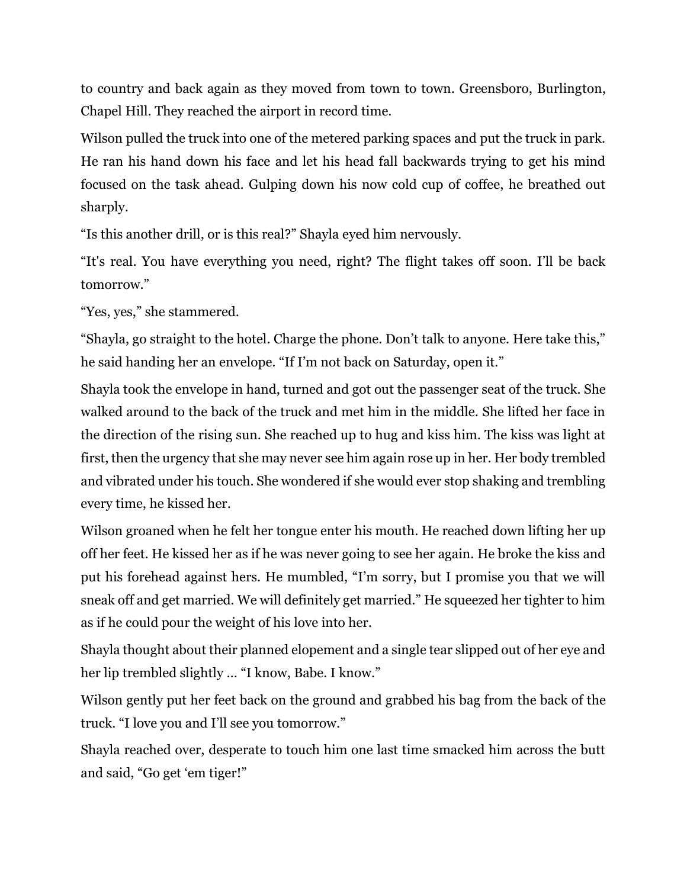to country and back again as they moved from town to town. Greensboro, Burlington, Chapel Hill. They reached the airport in record time.

Wilson pulled the truck into one of the metered parking spaces and put the truck in park. He ran his hand down his face and let his head fall backwards trying to get his mind focused on the task ahead. Gulping down his now cold cup of coffee, he breathed out sharply.

"Is this another drill, or is this real?" Shayla eyed him nervously.

"It's real. You have everything you need, right? The flight takes off soon. I'll be back tomorrow."

"Yes, yes," she stammered.

"Shayla, go straight to the hotel. Charge the phone. Don't talk to anyone. Here take this," he said handing her an envelope. "If I'm not back on Saturday, open it."

Shayla took the envelope in hand, turned and got out the passenger seat of the truck. She walked around to the back of the truck and met him in the middle. She lifted her face in the direction of the rising sun. She reached up to hug and kiss him. The kiss was light at first, then the urgency that she may never see him again rose up in her. Her body trembled and vibrated under his touch. She wondered if she would ever stop shaking and trembling every time, he kissed her.

Wilson groaned when he felt her tongue enter his mouth. He reached down lifting her up off her feet. He kissed her as if he was never going to see her again. He broke the kiss and put his forehead against hers. He mumbled, "I'm sorry, but I promise you that we will sneak off and get married. We will definitely get married." He squeezed her tighter to him as if he could pour the weight of his love into her.

Shayla thought about their planned elopement and a single tear slipped out of her eye and her lip trembled slightly … "I know, Babe. I know."

Wilson gently put her feet back on the ground and grabbed his bag from the back of the truck. "I love you and I'll see you tomorrow."

Shayla reached over, desperate to touch him one last time smacked him across the butt and said, "Go get 'em tiger!"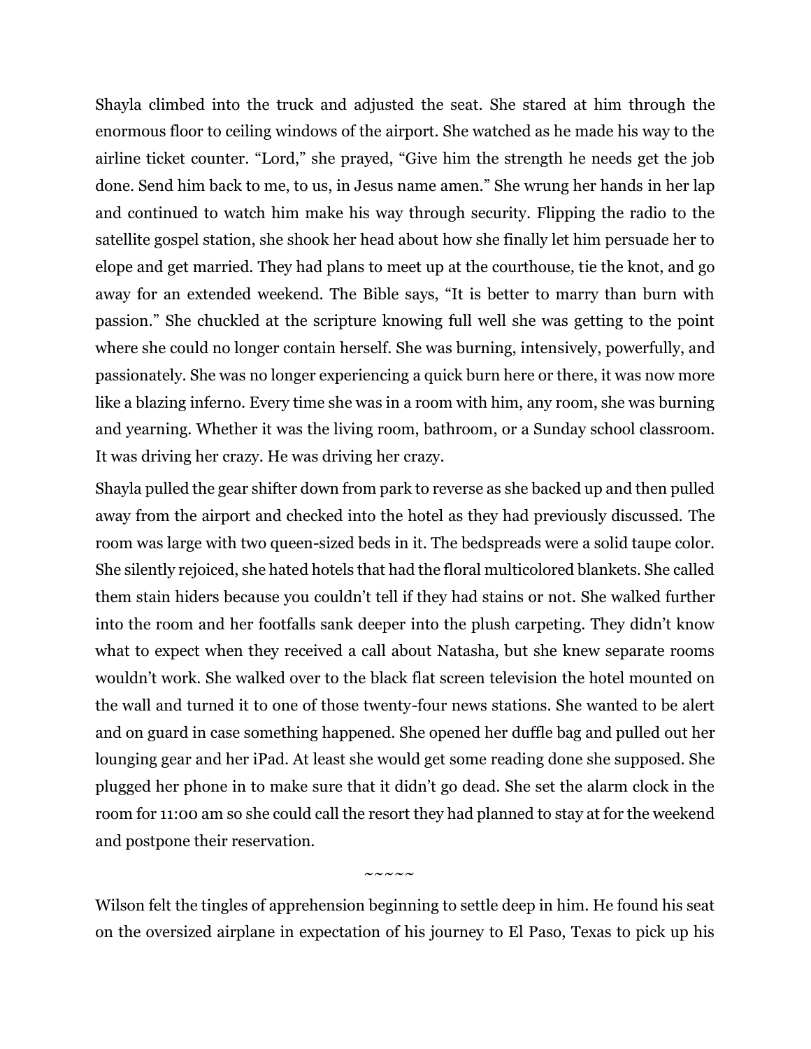Shayla climbed into the truck and adjusted the seat. She stared at him through the enormous floor to ceiling windows of the airport. She watched as he made his way to the airline ticket counter. “Lord,” she prayed, “Give him the strength he needs get the job done. Send him back to me, to us, in Jesus name amen.” She wrung her hands in her lap and continued to watch him make his way through security. Flipping the radio to the satellite gospel station, she shook her head about how she finally let him persuade her to elope and get married. They had plans to meet up at the courthouse, tie the knot, and go away for an extended weekend. The Bible says, “It is better to marry than burn with passion.” She chuckled at the scripture knowing full well she was getting to the point where she could no longer contain herself. She was burning, intensively, powerfully, and passionately. She was no longer experiencing a quick burn here or there, it was now more like a blazing inferno. Every time she was in a room with him, any room, she was burning and yearning. Whether it was the living room, bathroom, or a Sunday school classroom. It was driving her crazy. He was driving her crazy.

Shayla pulled the gear shifter down from park to reverse as she backed up and then pulled away from the airport and checked into the hotel as they had previously discussed. The room was large with two queen-sized beds in it. The bedspreads were a solid taupe color. She silently rejoiced, she hated hotels that had the floral multicolored blankets. She called them stain hiders because you couldn’t tell if they had stains or not. She walked further into the room and her footfalls sank deeper into the plush carpeting. They didn’t know what to expect when they received a call about Natasha, but she knew separate rooms wouldn’t work. She walked over to the black flat screen television the hotel mounted on the wall and turned it to one of those twenty-four news stations. She wanted to be alert and on guard in case something happened. She opened her duffle bag and pulled out her lounging gear and her iPad. At least she would get some reading done she supposed. She plugged her phone in to make sure that it didn’t go dead. She set the alarm clock in the room for 11:00 am so she could call the resort they had planned to stay at for the weekend and postpone their reservation.

~~~~~

Wilson felt the tingles of apprehension beginning to settle deep in him. He found his seat on the oversized airplane in expectation of his journey to El Paso, Texas to pick up his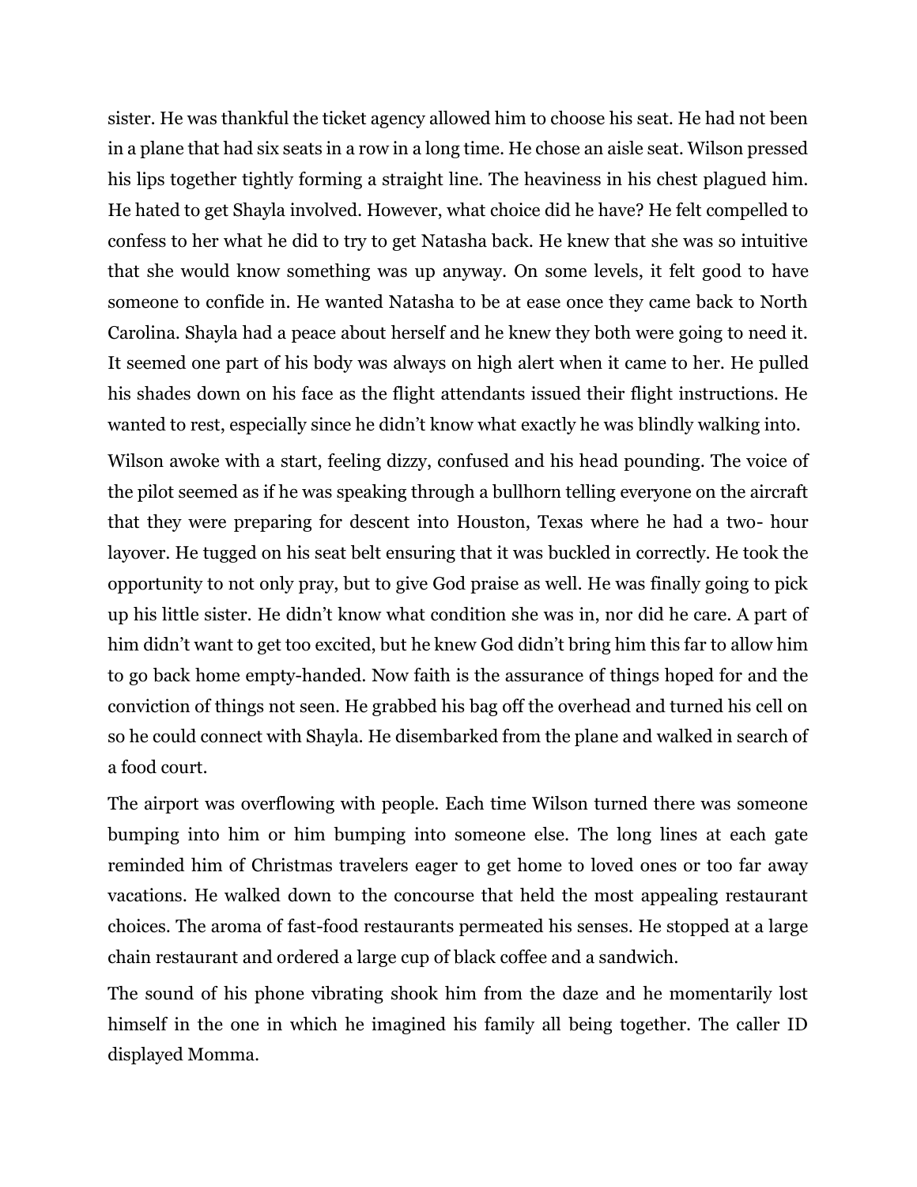sister. He was thankful the ticket agency allowed him to choose his seat. He had not been in a plane that had six seats in a row in a long time. He chose an aisle seat. Wilson pressed his lips together tightly forming a straight line. The heaviness in his chest plagued him. He hated to get Shayla involved. However, what choice did he have? He felt compelled to confess to her what he did to try to get Natasha back. He knew that she was so intuitive that she would know something was up anyway. On some levels, it felt good to have someone to confide in. He wanted Natasha to be at ease once they came back to North Carolina. Shayla had a peace about herself and he knew they both were going to need it. It seemed one part of his body was always on high alert when it came to her. He pulled his shades down on his face as the flight attendants issued their flight instructions. He wanted to rest, especially since he didn't know what exactly he was blindly walking into.

Wilson awoke with a start, feeling dizzy, confused and his head pounding. The voice of the pilot seemed as if he was speaking through a bullhorn telling everyone on the aircraft that they were preparing for descent into Houston, Texas where he had a two- hour layover. He tugged on his seat belt ensuring that it was buckled in correctly. He took the opportunity to not only pray, but to give God praise as well. He was finally going to pick up his little sister. He didn't know what condition she was in, nor did he care. A part of him didn't want to get too excited, but he knew God didn't bring him this far to allow him to go back home empty-handed. Now faith is the assurance of things hoped for and the conviction of things not seen. He grabbed his bag off the overhead and turned his cell on so he could connect with Shayla. He disembarked from the plane and walked in search of a food court.

The airport was overflowing with people. Each time Wilson turned there was someone bumping into him or him bumping into someone else. The long lines at each gate reminded him of Christmas travelers eager to get home to loved ones or too far away vacations. He walked down to the concourse that held the most appealing restaurant choices. The aroma of fast-food restaurants permeated his senses. He stopped at a large chain restaurant and ordered a large cup of black coffee and a sandwich.

The sound of his phone vibrating shook him from the daze and he momentarily lost himself in the one in which he imagined his family all being together. The caller ID displayed Momma.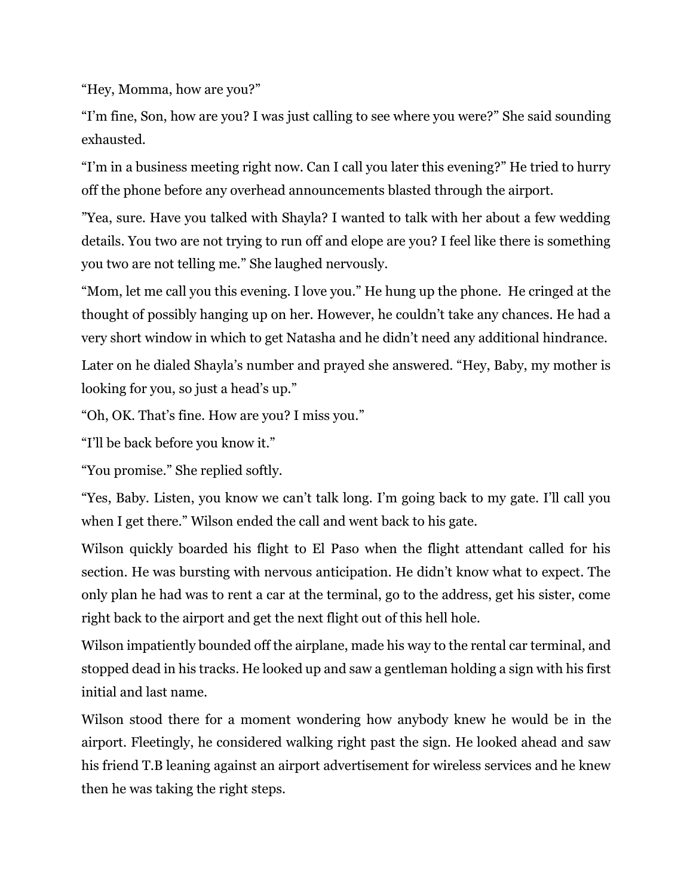"Hey, Momma, how are you?"

"I'm fine, Son, how are you? I was just calling to see where you were?" She said sounding exhausted.

"I'm in a business meeting right now. Can I call you later this evening?" He tried to hurry off the phone before any overhead announcements blasted through the airport.

"Yea, sure. Have you talked with Shayla? I wanted to talk with her about a few wedding details. You two are not trying to run off and elope are you? I feel like there is something you two are not telling me." She laughed nervously.

"Mom, let me call you this evening. I love you." He hung up the phone. He cringed at the thought of possibly hanging up on her. However, he couldn't take any chances. He had a very short window in which to get Natasha and he didn't need any additional hindrance.

Later on he dialed Shayla's number and prayed she answered. "Hey, Baby, my mother is looking for you, so just a head's up."

"Oh, OK. That's fine. How are you? I miss you."

"I'll be back before you know it."

"You promise." She replied softly.

"Yes, Baby. Listen, you know we can't talk long. I'm going back to my gate. I'll call you when I get there." Wilson ended the call and went back to his gate.

Wilson quickly boarded his flight to El Paso when the flight attendant called for his section. He was bursting with nervous anticipation. He didn't know what to expect. The only plan he had was to rent a car at the terminal, go to the address, get his sister, come right back to the airport and get the next flight out of this hell hole.

Wilson impatiently bounded off the airplane, made his way to the rental car terminal, and stopped dead in his tracks. He looked up and saw a gentleman holding a sign with his first initial and last name.

Wilson stood there for a moment wondering how anybody knew he would be in the airport. Fleetingly, he considered walking right past the sign. He looked ahead and saw his friend T.B leaning against an airport advertisement for wireless services and he knew then he was taking the right steps.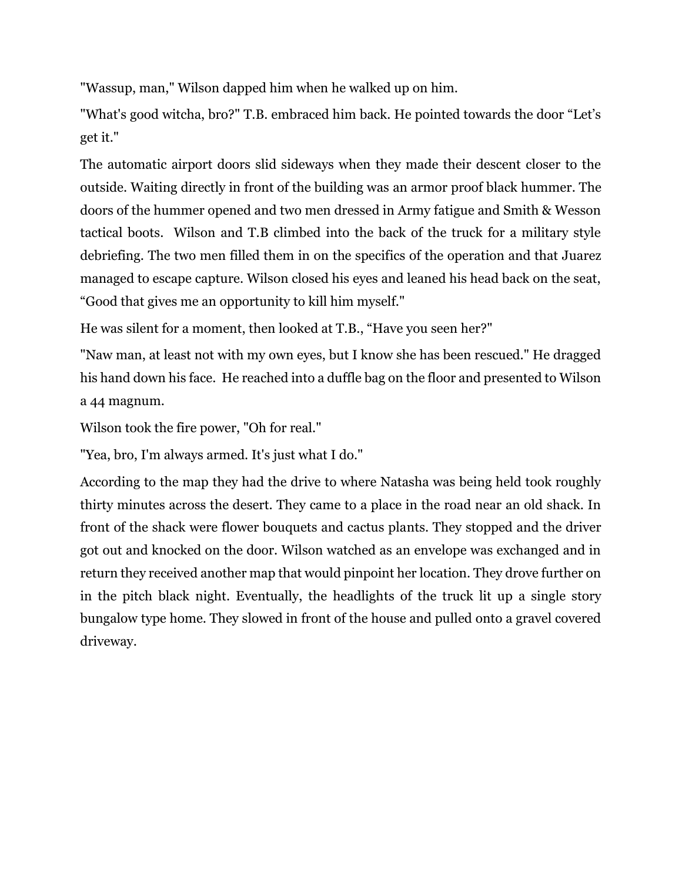"Wassup, man," Wilson dapped him when he walked up on him.

"What's good witcha, bro?" T.B. embraced him back. He pointed towards the door "Let's get it."

The automatic airport doors slid sideways when they made their descent closer to the outside. Waiting directly in front of the building was an armor proof black hummer. The doors of the hummer opened and two men dressed in Army fatigue and Smith & Wesson tactical boots. Wilson and T.B climbed into the back of the truck for a military style debriefing. The two men filled them in on the specifics of the operation and that Juarez managed to escape capture. Wilson closed his eyes and leaned his head back on the seat, "Good that gives me an opportunity to kill him myself."

He was silent for a moment, then looked at T.B., "Have you seen her?"

"Naw man, at least not with my own eyes, but I know she has been rescued." He dragged his hand down his face. He reached into a duffle bag on the floor and presented to Wilson a 44 magnum.

Wilson took the fire power, "Oh for real."

"Yea, bro, I'm always armed. It's just what I do."

According to the map they had the drive to where Natasha was being held took roughly thirty minutes across the desert. They came to a place in the road near an old shack. In front of the shack were flower bouquets and cactus plants. They stopped and the driver got out and knocked on the door. Wilson watched as an envelope was exchanged and in return they received another map that would pinpoint her location. They drove further on in the pitch black night. Eventually, the headlights of the truck lit up a single story bungalow type home. They slowed in front of the house and pulled onto a gravel covered driveway.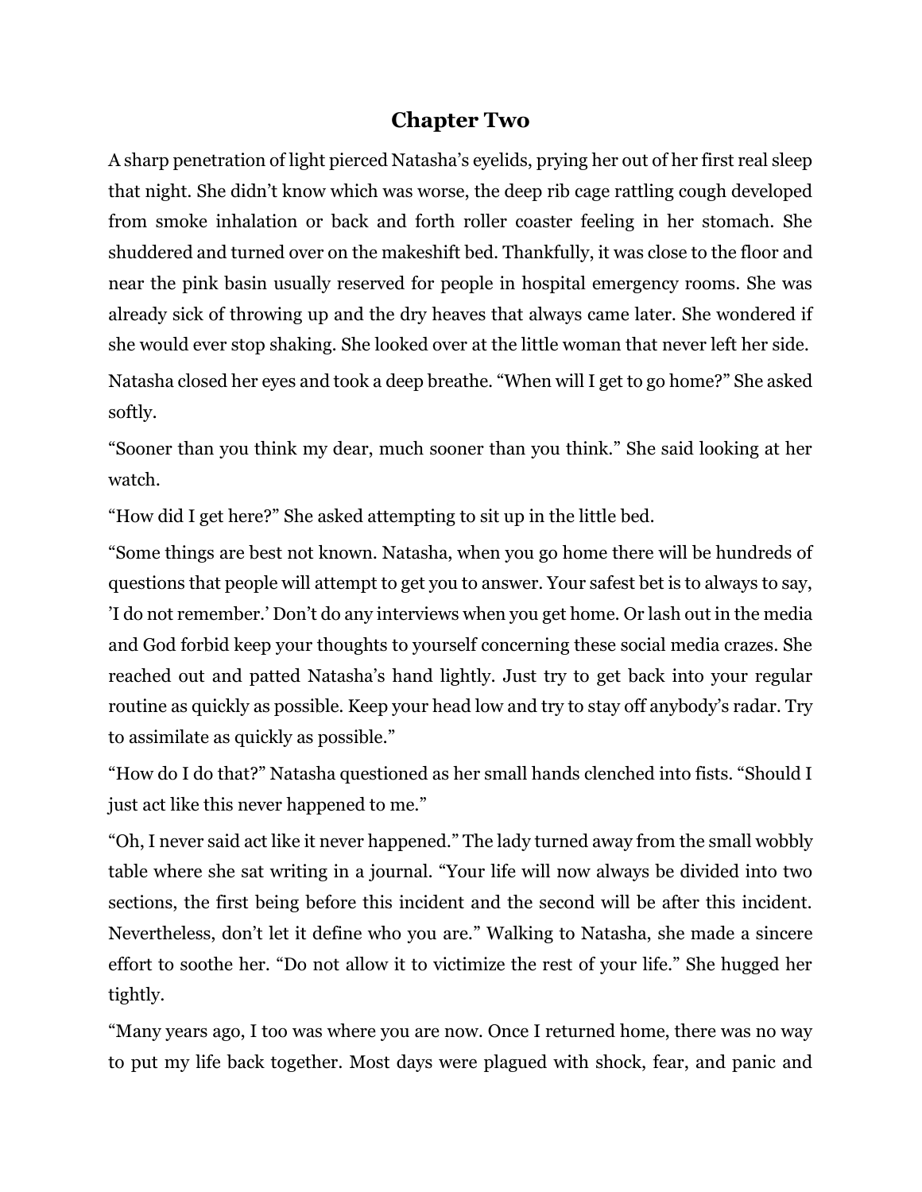## Chapter Two

A sharp penetration of light pierced Natasha's eyelids, prying her out of her first real sleep that night. She didn't know which was worse, the deep rib cage rattling cough developed from smoke inhalation or back and forth roller coaster feeling in her stomach. She shuddered and turned over on the makeshift bed. Thankfully, it was close to the floor and near the pink basin usually reserved for people in hospital emergency rooms. She was already sick of throwing up and the dry heaves that always came later. She wondered if she would ever stop shaking. She looked over at the little woman that never left her side.

Natasha closed her eyes and took a deep breathe. "When will I get to go home?" She asked softly.

"Sooner than you think my dear, much sooner than you think." She said looking at her watch.

"How did I get here?" She asked attempting to sit up in the little bed.

"Some things are best not known. Natasha, when you go home there will be hundreds of questions that people will attempt to get you to answer. Your safest bet is to always to say, 'I do not remember.' Don't do any interviews when you get home. Or lash out in the media and God forbid keep your thoughts to yourself concerning these social media crazes. She reached out and patted Natasha's hand lightly. Just try to get back into your regular routine as quickly as possible. Keep your head low and try to stay off anybody's radar. Try to assimilate as quickly as possible."

"How do I do that?" Natasha questioned as her small hands clenched into fists. "Should I just act like this never happened to me."

"Oh, I never said act like it never happened." The lady turned away from the small wobbly table where she sat writing in a journal. "Your life will now always be divided into two sections, the first being before this incident and the second will be after this incident. Nevertheless, don't let it define who you are." Walking to Natasha, she made a sincere effort to soothe her. "Do not allow it to victimize the rest of your life." She hugged her tightly.

"Many years ago, I too was where you are now. Once I returned home, there was no way to put my life back together. Most days were plagued with shock, fear, and panic and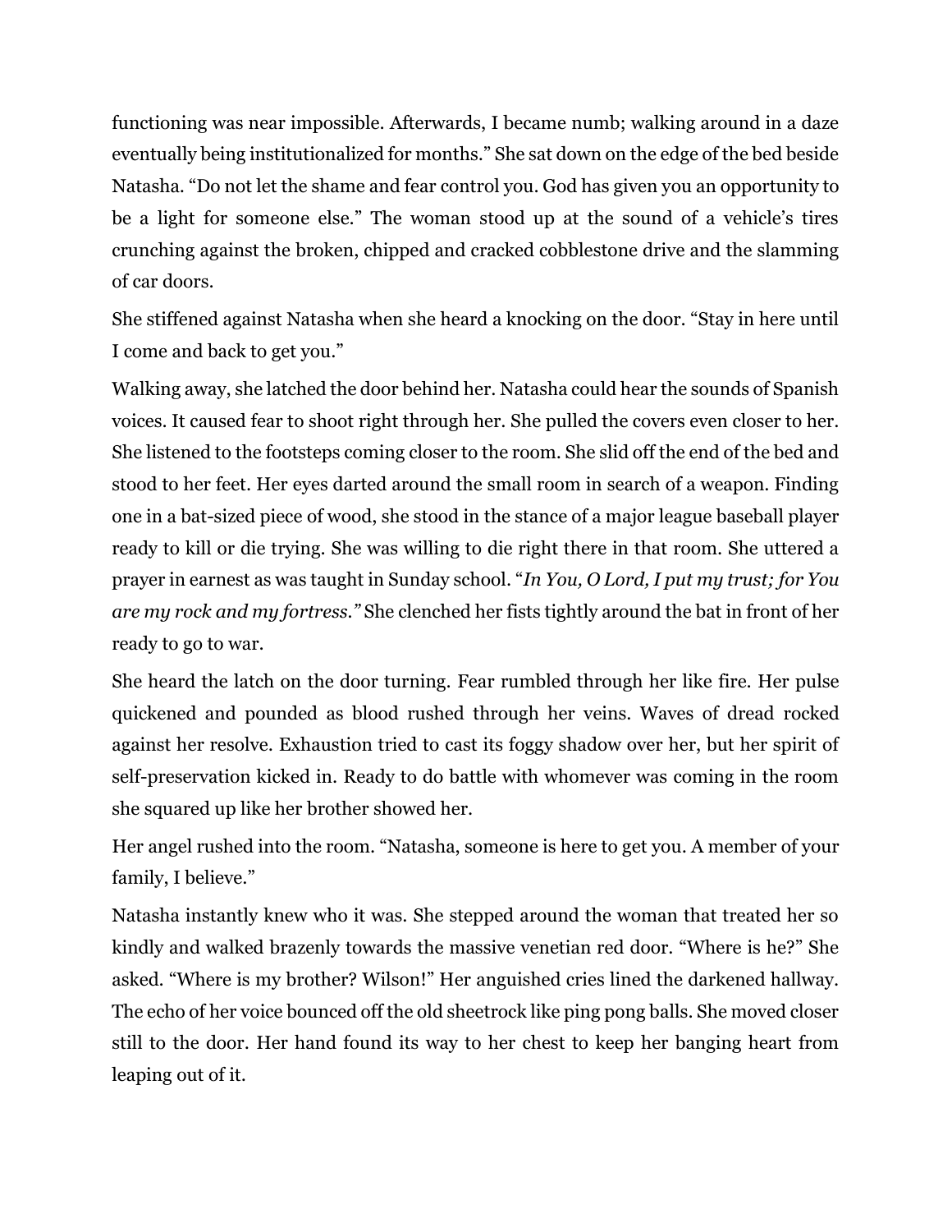functioning was near impossible. Afterwards, I became numb; walking around in a daze eventually being institutionalized for months." She sat down on the edge of the bed beside Natasha. "Do not let the shame and fear control you. God has given you an opportunity to be a light for someone else." The woman stood up at the sound of a vehicle's tires crunching against the broken, chipped and cracked cobblestone drive and the slamming of car doors.

She stiffened against Natasha when she heard a knocking on the door. "Stay in here until I come and back to get you."

Walking away, she latched the door behind her. Natasha could hear the sounds of Spanish voices. It caused fear to shoot right through her. She pulled the covers even closer to her. She listened to the footsteps coming closer to the room. She slid off the end of the bed and stood to her feet. Her eyes darted around the small room in search of a weapon. Finding one in a bat-sized piece of wood, she stood in the stance of a major league baseball player ready to kill or die trying. She was willing to die right there in that room. She uttered a prayer in earnest as was taught in Sunday school. "*In You, O Lord, I put my trust; for You are my rock and my fortress."* She clenched her fists tightly around the bat in front of her ready to go to war.

She heard the latch on the door turning. Fear rumbled through her like fire. Her pulse quickened and pounded as blood rushed through her veins. Waves of dread rocked against her resolve. Exhaustion tried to cast its foggy shadow over her, but her spirit of self-preservation kicked in. Ready to do battle with whomever was coming in the room she squared up like her brother showed her.

Her angel rushed into the room. "Natasha, someone is here to get you. A member of your family, I believe."

Natasha instantly knew who it was. She stepped around the woman that treated her so kindly and walked brazenly towards the massive venetian red door. "Where is he?" She asked. "Where is my brother? Wilson!" Her anguished cries lined the darkened hallway. The echo of her voice bounced off the old sheetrock like ping pong balls. She moved closer still to the door. Her hand found its way to her chest to keep her banging heart from leaping out of it.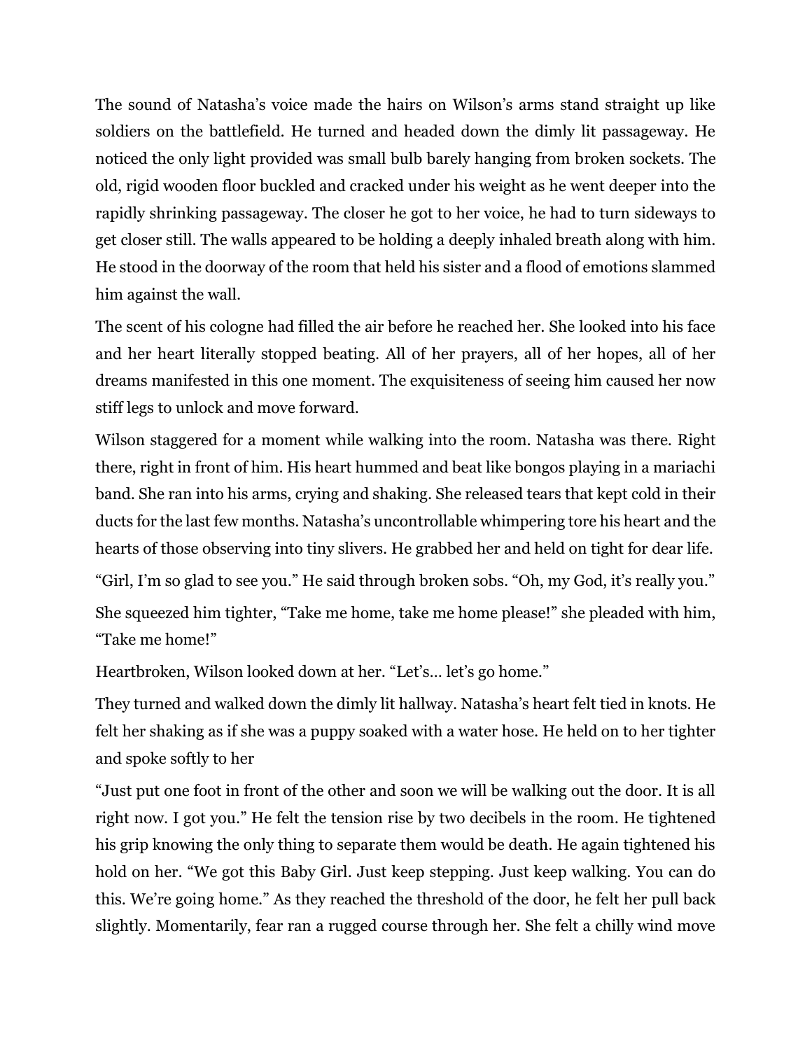The sound of Natasha's voice made the hairs on Wilson's arms stand straight up like soldiers on the battlefield. He turned and headed down the dimly lit passageway. He noticed the only light provided was small bulb barely hanging from broken sockets. The old, rigid wooden floor buckled and cracked under his weight as he went deeper into the rapidly shrinking passageway. The closer he got to her voice, he had to turn sideways to get closer still. The walls appeared to be holding a deeply inhaled breath along with him. He stood in the doorway of the room that held his sister and a flood of emotions slammed him against the wall.

The scent of his cologne had filled the air before he reached her. She looked into his face and her heart literally stopped beating. All of her prayers, all of her hopes, all of her dreams manifested in this one moment. The exquisiteness of seeing him caused her now stiff legs to unlock and move forward.

Wilson staggered for a moment while walking into the room. Natasha was there. Right there, right in front of him. His heart hummed and beat like bongos playing in a mariachi band. She ran into his arms, crying and shaking. She released tears that kept cold in their ducts for the last few months. Natasha's uncontrollable whimpering tore his heart and the hearts of those observing into tiny slivers. He grabbed her and held on tight for dear life.

"Girl, I'm so glad to see you." He said through broken sobs. "Oh, my God, it's really you."

She squeezed him tighter, "Take me home, take me home please!" she pleaded with him, "Take me home!"

Heartbroken, Wilson looked down at her. "Let's… let's go home."

They turned and walked down the dimly lit hallway. Natasha's heart felt tied in knots. He felt her shaking as if she was a puppy soaked with a water hose. He held on to her tighter and spoke softly to her

"Just put one foot in front of the other and soon we will be walking out the door. It is all right now. I got you." He felt the tension rise by two decibels in the room. He tightened his grip knowing the only thing to separate them would be death. He again tightened his hold on her. "We got this Baby Girl. Just keep stepping. Just keep walking. You can do this. We're going home." As they reached the threshold of the door, he felt her pull back slightly. Momentarily, fear ran a rugged course through her. She felt a chilly wind move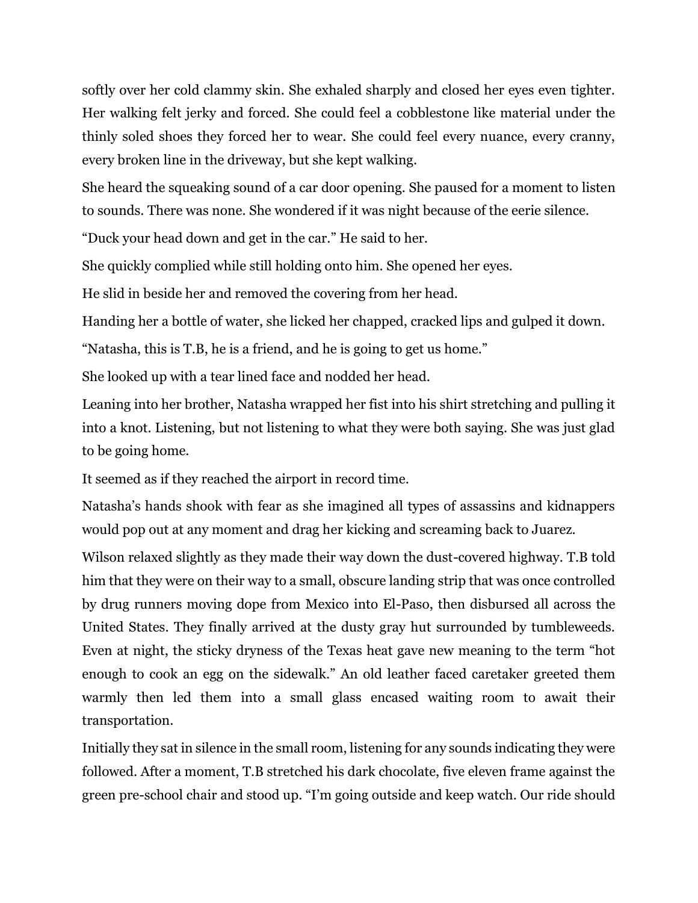softly over her cold clammy skin. She exhaled sharply and closed her eyes even tighter. Her walking felt jerky and forced. She could feel a cobblestone like material under the thinly soled shoes they forced her to wear. She could feel every nuance, every cranny, every broken line in the driveway, but she kept walking.

She heard the squeaking sound of a car door opening. She paused for a moment to listen to sounds. There was none. She wondered if it was night because of the eerie silence.

"Duck your head down and get in the car." He said to her.

She quickly complied while still holding onto him. She opened her eyes.

He slid in beside her and removed the covering from her head.

Handing her a bottle of water, she licked her chapped, cracked lips and gulped it down.

"Natasha, this is T.B, he is a friend, and he is going to get us home."

She looked up with a tear lined face and nodded her head.

Leaning into her brother, Natasha wrapped her fist into his shirt stretching and pulling it into a knot. Listening, but not listening to what they were both saying. She was just glad to be going home.

It seemed as if they reached the airport in record time.

Natasha's hands shook with fear as she imagined all types of assassins and kidnappers would pop out at any moment and drag her kicking and screaming back to Juarez.

Wilson relaxed slightly as they made their way down the dust-covered highway. T.B told him that they were on their way to a small, obscure landing strip that was once controlled by drug runners moving dope from Mexico into El-Paso, then disbursed all across the United States. They finally arrived at the dusty gray hut surrounded by tumbleweeds. Even at night, the sticky dryness of the Texas heat gave new meaning to the term "hot enough to cook an egg on the sidewalk." An old leather faced caretaker greeted them warmly then led them into a small glass encased waiting room to await their transportation.

Initially they sat in silence in the small room, listening for any sounds indicating they were followed. After a moment, T.B stretched his dark chocolate, five eleven frame against the green pre-school chair and stood up. "I'm going outside and keep watch. Our ride should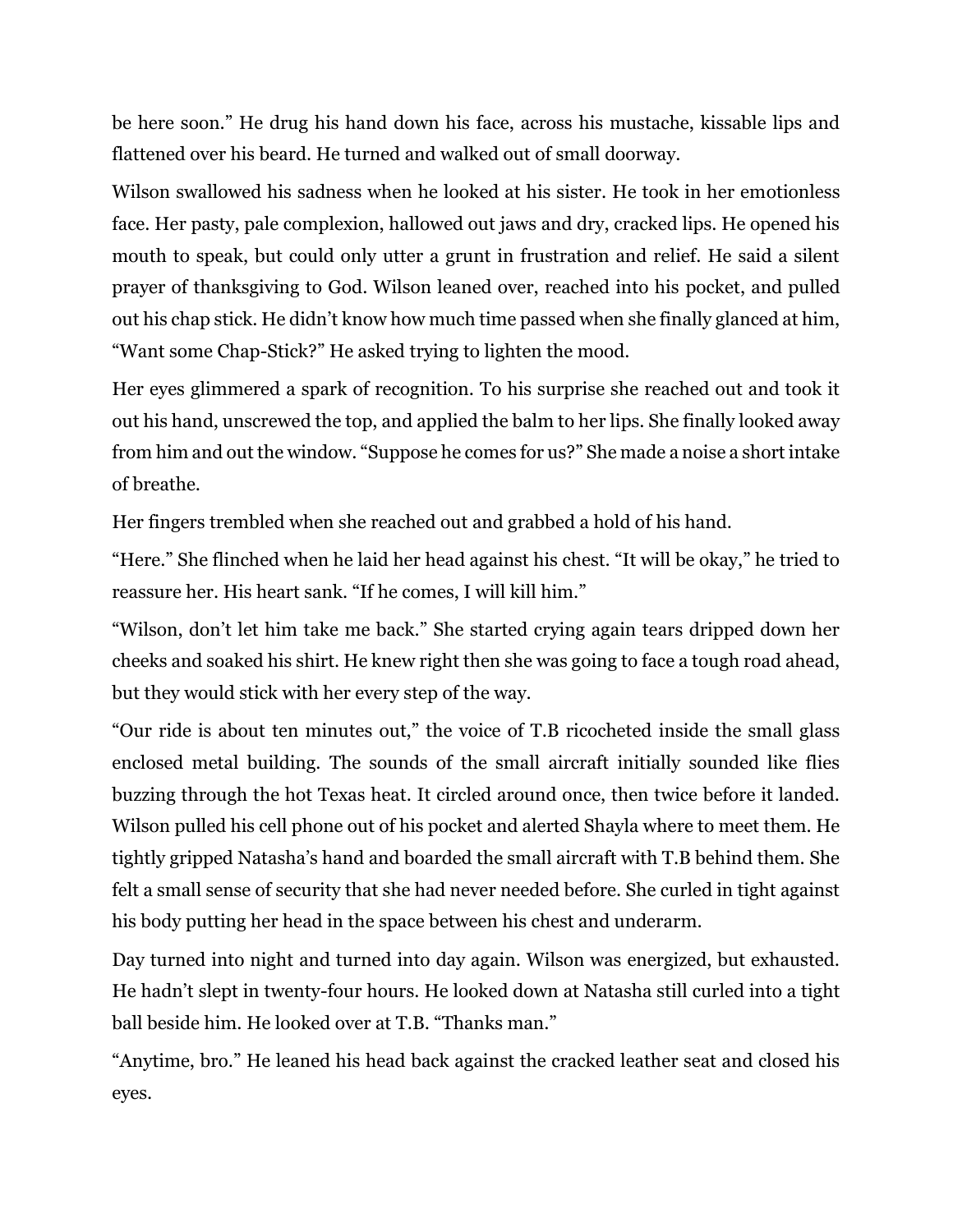be here soon." He drug his hand down his face, across his mustache, kissable lips and flattened over his beard. He turned and walked out of small doorway.

Wilson swallowed his sadness when he looked at his sister. He took in her emotionless face. Her pasty, pale complexion, hallowed out jaws and dry, cracked lips. He opened his mouth to speak, but could only utter a grunt in frustration and relief. He said a silent prayer of thanksgiving to God. Wilson leaned over, reached into his pocket, and pulled out his chap stick. He didn't know how much time passed when she finally glanced at him, "Want some Chap-Stick?" He asked trying to lighten the mood.

Her eyes glimmered a spark of recognition. To his surprise she reached out and took it out his hand, unscrewed the top, and applied the balm to her lips. She finally looked away from him and out the window. "Suppose he comes for us?" She made a noise a short intake of breathe.

Her fingers trembled when she reached out and grabbed a hold of his hand.

"Here." She flinched when he laid her head against his chest. "It will be okay," he tried to reassure her. His heart sank. "If he comes, I will kill him."

"Wilson, don't let him take me back." She started crying again tears dripped down her cheeks and soaked his shirt. He knew right then she was going to face a tough road ahead, but they would stick with her every step of the way.

"Our ride is about ten minutes out," the voice of T.B ricocheted inside the small glass enclosed metal building. The sounds of the small aircraft initially sounded like flies buzzing through the hot Texas heat. It circled around once, then twice before it landed. Wilson pulled his cell phone out of his pocket and alerted Shayla where to meet them. He tightly gripped Natasha's hand and boarded the small aircraft with T.B behind them. She felt a small sense of security that she had never needed before. She curled in tight against his body putting her head in the space between his chest and underarm.

Day turned into night and turned into day again. Wilson was energized, but exhausted. He hadn't slept in twenty-four hours. He looked down at Natasha still curled into a tight ball beside him. He looked over at T.B. "Thanks man."

"Anytime, bro." He leaned his head back against the cracked leather seat and closed his eyes.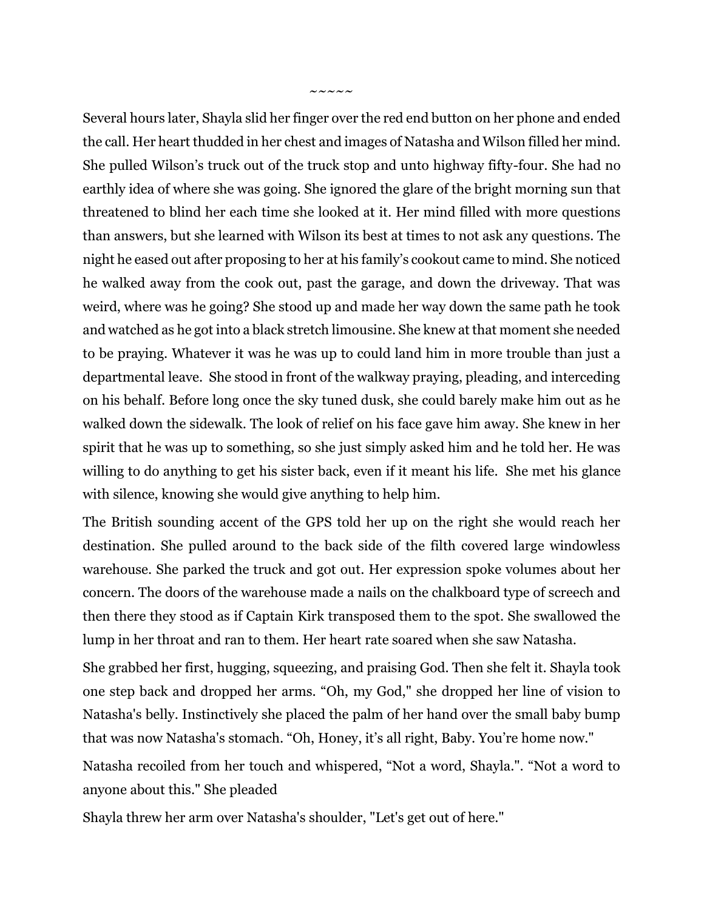~~~~~

Several hours later, Shayla slid her finger over the red end button on her phone and ended the call. Her heart thudded in her chest and images of Natasha and Wilson filled her mind. She pulled Wilson's truck out of the truck stop and unto highway fifty-four. She had no earthly idea of where she was going. She ignored the glare of the bright morning sun that threatened to blind her each time she looked at it. Her mind filled with more questions than answers, but she learned with Wilson its best at times to not ask any questions. The night he eased out after proposing to her at his family's cookout came to mind. She noticed he walked away from the cook out, past the garage, and down the driveway. That was weird, where was he going? She stood up and made her way down the same path he took and watched as he got into a black stretch limousine. She knew at that moment she needed to be praying. Whatever it was he was up to could land him in more trouble than just a departmental leave. She stood in front of the walkway praying, pleading, and interceding on his behalf. Before long once the sky tuned dusk, she could barely make him out as he walked down the sidewalk. The look of relief on his face gave him away. She knew in her spirit that he was up to something, so she just simply asked him and he told her. He was willing to do anything to get his sister back, even if it meant his life. She met his glance with silence, knowing she would give anything to help him.

The British sounding accent of the GPS told her up on the right she would reach her destination. She pulled around to the back side of the filth covered large windowless warehouse. She parked the truck and got out. Her expression spoke volumes about her concern. The doors of the warehouse made a nails on the chalkboard type of screech and then there they stood as if Captain Kirk transposed them to the spot. She swallowed the lump in her throat and ran to them. Her heart rate soared when she saw Natasha.

She grabbed her first, hugging, squeezing, and praising God. Then she felt it. Shayla took one step back and dropped her arms. "Oh, my God," she dropped her line of vision to Natasha's belly. Instinctively she placed the palm of her hand over the small baby bump that was now Natasha's stomach. "Oh, Honey, it's all right, Baby. You're home now."

Natasha recoiled from her touch and whispered, "Not a word, Shayla.". "Not a word to anyone about this." She pleaded

Shayla threw her arm over Natasha's shoulder, "Let's get out of here."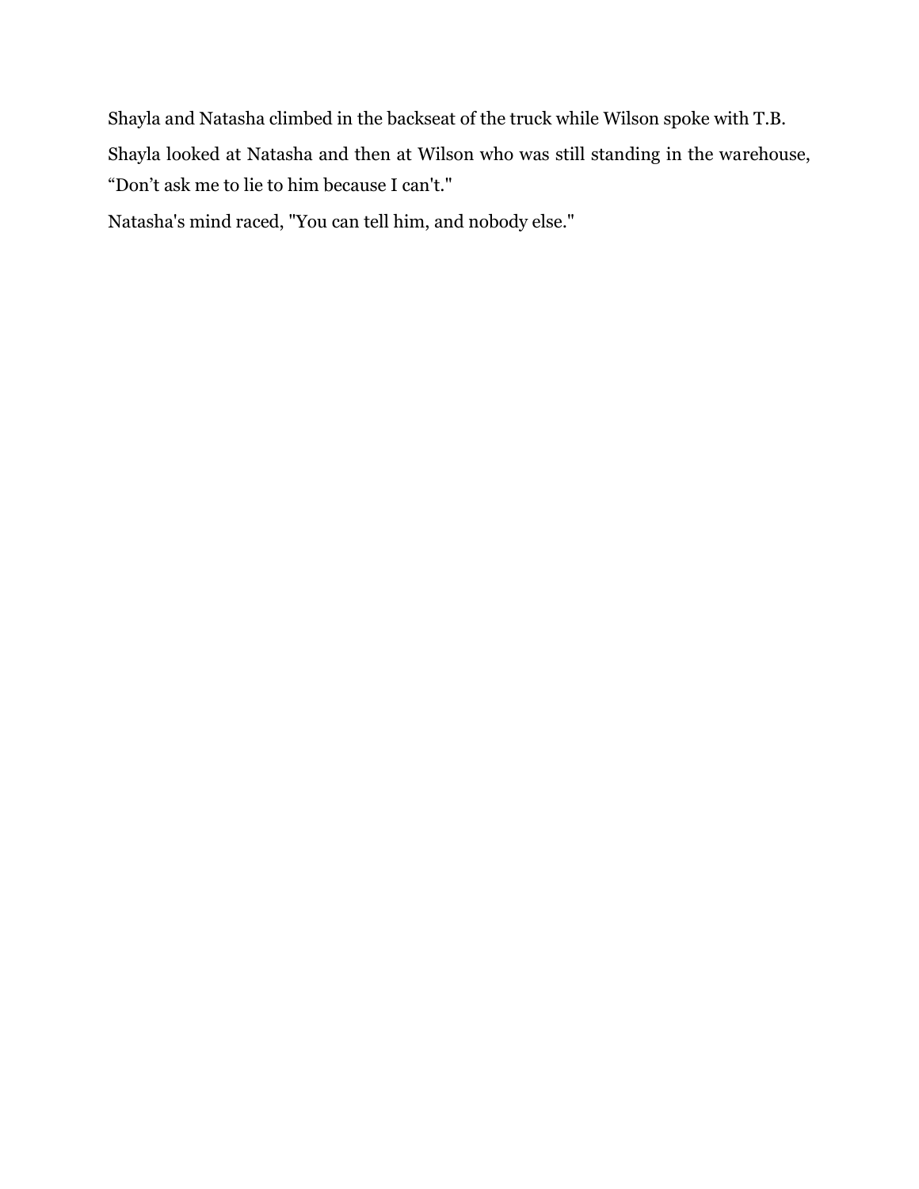Shayla and Natasha climbed in the backseat of the truck while Wilson spoke with T.B.

Shayla looked at Natasha and then at Wilson who was still standing in the warehouse, “Don’t ask me to lie to him because I can't."

Natasha's mind raced, "You can tell him, and nobody else."